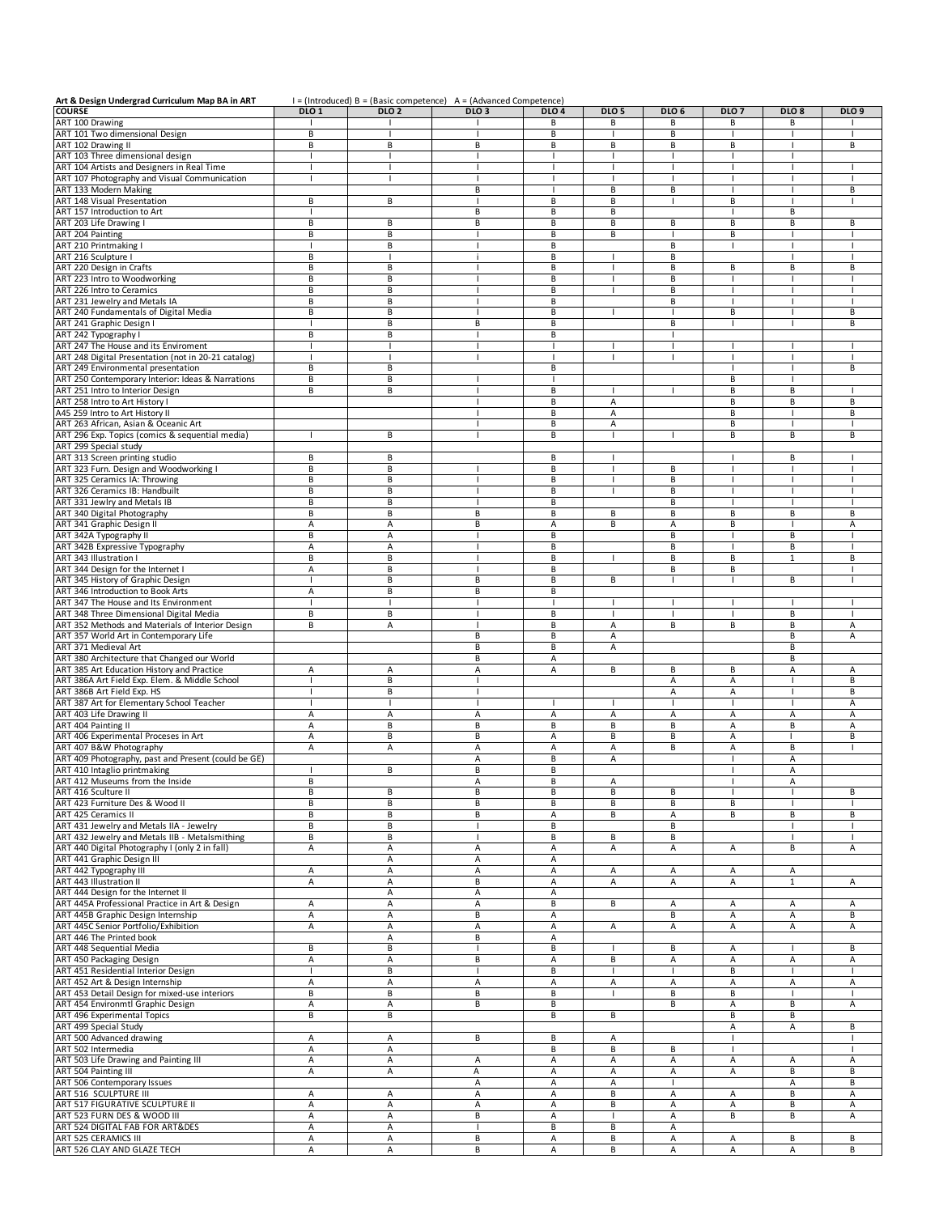**Art & Design Undergrad Curriculum Map BA in ART** I = (Introduced) B = (Basic competence) A = (Advanced Competence)

| COURSE | DLO 1 | DLO 2 | DLO 3 | DLO 4 | DLO 5 | DLO 6 | DLO 7 | DLO 8 | DLO 9 |
|---|---|---|---|---|---|---|---|---|---|
| ART 100 Drawing | I | I | I | B | B | B | B | B | I |
| ART 101 Two dimensional Design | B | I | I | B | I | B | I | I | I |
| ART 102 Drawing II | B | B | B | B | B | B | B | I | B |
| ART 103 Three dimensional design | I | I | I | I | I | I | I | I | |
| ART 104 Artists and Designers in Real Time | I | I | I | I | I | I | I | I | I |
| ART 107 Photography and Visual Communication | I | I | I | I | I | I | I | I | I |
| ART 133 Modern Making | | | B | I | B | B | I | I | B |
| ART 148 Visual Presentation | B | B | I | B | B | I | B | I | I |
| ART 157 Introduction to Art | I | | B | B | B | | I | B | |
| ART 203 Life Drawing I | B | B | B | B | B | B | B | B | B |
| ART 204 Painting | B | B | I | B | B | I | B | I | I |
| ART 210 Printmaking I | I | B | I | B | | B | I | I | I |
| ART 216 Sculpture I | B | I | i | B | I | B | | I | I |
| ART 220 Design in Crafts | B | B | I | B | I | B | B | B | B |
| ART 223 Intro to Woodworking | B | B | I | B | I | B | I | I | I |
| ART 226 Intro to Ceramics | B | B | I | B | I | B | I | I | I |
| ART 231 Jewelry and Metals IA | B | B | I | B | | B | I | I | I |
| ART 240 Fundamentals of Digital Media | B | B | I | B | I | I | B | I | B |
| ART 241 Graphic Design I | I | B | B | B | | B | I | I | B |
| ART 242 Typography I | B | B | I | B | | I | | | |
| ART 247 The House and its Enviroment | I | I | I | I | I | I | I | I | I |
| ART 248 Digital Presentation (not in 20-21 catalog) | I | I | I | I | I | I | I | I | I |
| ART 249 Environmental presentation | B | B | | B | | | I | I | B |
| ART 250 Contemporary Interior: Ideas & Narrations | B | B | I | I | | | B | I | |
| ART 251 Intro to Interior Design | B | B | I | B | I | I | B | B | I |
| ART 258 Intro to Art History I | | | I | B | A | | B | B | B |
| A45 259 Intro to Art History II | | | I | B | A | | B | I | B |
| ART 263 African, Asian & Oceanic Art | | | I | B | A | | B | I | I |
| ART 296 Exp. Topics (comics & sequential media) | I | B | I | B | I | I | B | B | B |
| ART 299 Special study | | | | | | | | | |
| ART 313 Screen printing studio | B | B | | B | I | | I | B | I |
| ART 323 Furn. Design and Woodworking I | B | B | I | B | I | B | I | I | I |
| ART 325 Ceramics IA: Throwing | B | B | I | B | I | B | I | I | I |
| ART 326 Ceramics IB: Handbuilt | B | B | I | B | I | B | I | I | I |
| ART 331 Jewlry and Metals IB | B | B | I | B | | B | I | I | I |
| ART 340 Digital Photography | B | B | B | B | B | B | B | B | B |
| ART 341 Graphic Design II | A | A | B | A | B | A | B | I | A |
| ART 342A Typography II | B | A | I | B | | B | I | B | I |
| ART 342B Expressive Typography | A | A | I | B | | B | I | B | I |
| ART 343 Illustration I | B | B | I | B | I | B | B | 1 | B |
| ART 344 Design for the Internet I | A | B | I | B | | B | B | | I |
| ART 345 History of Graphic Design | I | B | B | B | B | I | I | B | I |
| ART 346 Introduction to Book Arts | A | B | B | B | | | | | |
| ART 347 The House and Its Environment | I | I | I | I | I | I | I | I | I |
| ART 348 Three Dimensional Digital Media | B | B | I | B | I | I | I | B | I |
| ART 352 Methods and Materials of Interior Design | B | A | I | B | A | B | B | B | A |
| ART 357 World Art in Contemporary Life | | | B | B | A | | | B | A |
| ART 371 Medieval Art | | | B | B | A | | | B | |
| ART 380 Architecture that Changed our World | | | B | A | | | | B | |
| ART 385 Art Education History and Practice | A | A | A | A | B | B | B | A | A |
| ART 386A Art Field Exp. Elem. & Middle School | I | B | I | | | A | A | I | B |
| ART 386B Art Field Exp. HS | I | B | I | | | A | A | I | B |
| ART 387 Art for Elementary School Teacher | I | I | I | I | I | I | I | I | A |
| ART 403 Life Drawing II | A | A | A | A | A | A | A | A | A |
| ART 404 Painting II | A | B | B | B | B | B | A | B | A |
| ART 406 Experimental Proceses in Art | A | B | B | A | B | B | A | I | B |
| ART 407 B&W Photography | A | A | A | A | A | B | A | B | I |
| ART 409 Photography, past and Present (could be GE) | | | A | B | A | | I | A | |
| ART 410 Intaglio printmaking | I | B | B | B | | | I | A | |
| ART 412 Museums from the Inside | B | | A | B | A | | I | A | |
| ART 416 Sculture II | B | B | B | B | B | B | I | I | B |
| ART 423 Furniture Des & Wood II | B | B | B | B | B | B | B | I | I |
| ART 425 Ceramics II | B | B | B | A | B | A | B | B | B |
| ART 431 Jewelry and Metals IIA - Jewelry | B | B | I | B | | B | | I | I |
| ART 432 Jewelry and Metals IIB - Metalsmithing | B | B | I | B | B | B | | I | I |
| ART 440 Digital Photography I (only 2 in fall) | A | A | A | A | A | A | A | B | A |
| ART 441 Graphic Design III | | A | A | A | | | | | |
| ART 442 Typography III | A | A | A | A | A | A | A | A | |
| ART 443 Illustration II | A | A | B | A | A | A | A | 1 | A |
| ART 444 Design for the Internet II | | A | A | A | | | | | |
| ART 445A Professional Practice in Art & Design | A | A | A | B | B | A | A | A | A |
| ART 445B Graphic Design Internship | A | A | B | A | | B | A | A | B |
| ART 445C Senior Portfolio/Exhibition | A | A | A | A | A | A | A | A | A |
| ART 446 The Printed book | | A | B | A | | | | | |
| ART 448 Sequential Media | B | B | I | B | I | B | A | I | B |
| ART 450 Packaging Design | A | A | B | A | B | A | A | A | A |
| ART 451 Residential Interior Design | I | B | I | B | I | I | B | I | I |
| ART 452 Art & Design Internship | A | A | A | A | A | A | A | A | A |
| ART 453 Detail Design for mixed-use interiors | B | B | B | B | I | B | B | I | I |
| ART 454 Environmtl Graphic Design | A | A | B | B | | B | A | B | A |
| ART 496 Experimental Topics | B | B | | B | B | | B | B | |
| ART 499 Special Study | | | | | | | A | A | B |
| ART 500 Advanced drawing | A | A | B | B | A | | I | | I |
| ART 502 Intermedia | A | A | | B | B | B | I | | I |
| ART 503 Life Drawing and Painting III | A | A | A | A | A | A | A | A | A |
| ART 504 Painting III | A | A | A | A | A | A | A | B | B |
| ART 506 Contemporary Issues | | | A | A | A | I | | A | B |
| ART 516 SCULPTURE III | A | A | A | A | B | A | A | B | A |
| ART 517 FIGURATIVE SCULPTURE II | A | A | A | A | B | A | A | B | A |
| ART 523 FURN DES & WOOD III | A | A | B | A | I | A | B | B | A |
| ART 524 DIGITAL FAB FOR ART&DES | A | A | I | B | B | A | | | |
| ART 525 CERAMICS III | A | A | B | A | B | A | A | B | B |
| ART 526 CLAY AND GLAZE TECH | A | A | B | A | B | A | A | A | B |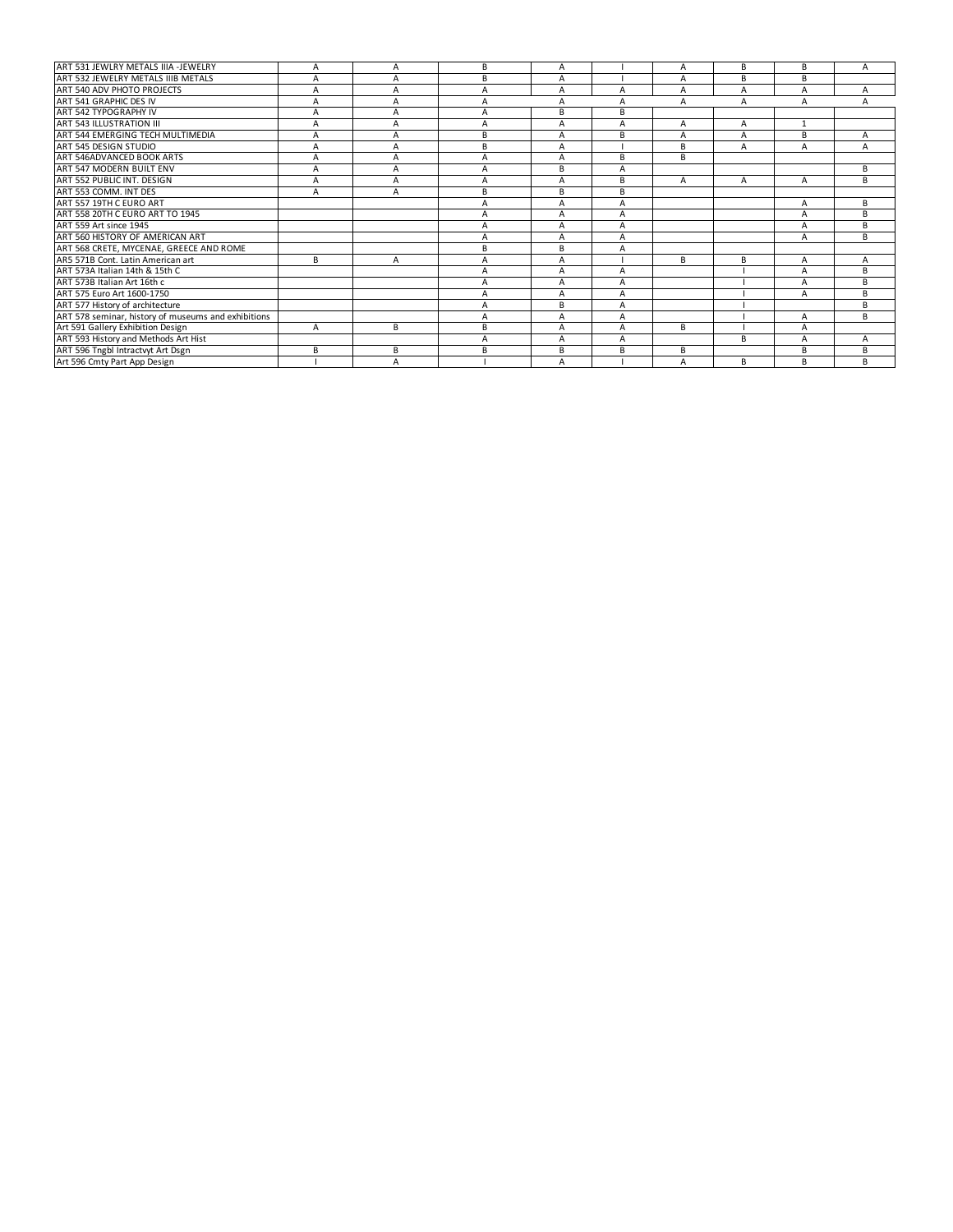| | | | | | | | | | |
|---|---|---|---|---|---|---|---|---|---|
| ART 531 JEWLRY METALS IIIA -JEWELRY | A | A | B | A | I | A | B | B | A |
| ART 532 JEWELRY METALS IIIB METALS | A | A | B | A | I | A | B | B | |
| ART 540 ADV PHOTO PROJECTS | A | A | A | A | A | A | A | A | A |
| ART 541 GRAPHIC DES IV | A | A | A | A | A | A | A | A | A |
| ART 542 TYPOGRAPHY IV | A | A | A | B | B | | | | |
| ART 543 ILLUSTRATION III | A | A | A | A | A | A | A | 1 | |
| ART 544 EMERGING TECH MULTIMEDIA | A | A | B | A | B | A | A | B | A |
| ART 545 DESIGN STUDIO | A | A | B | A | I | B | A | A | A |
| ART 546ADVANCED BOOK ARTS | A | A | A | A | B | B | | | |
| ART 547 MODERN BUILT ENV | A | A | A | B | A | | | | B |
| ART 552 PUBLIC INT. DESIGN | A | A | A | A | B | A | A | A | B |
| ART 553 COMM. INT DES | A | A | B | B | B | | | | |
| ART 557 19TH C EURO ART | | | A | A | A | | | A | B |
| ART 558 20TH C EURO ART TO 1945 | | | A | A | A | | | A | B |
| ART 559 Art since 1945 | | | A | A | A | | | A | B |
| ART 560 HISTORY OF AMERICAN ART | | | A | A | A | | | A | B |
| ART 568 CRETE, MYCENAE, GREECE AND ROME | | | B | B | A | | | | |
| ARS 571B Cont. Latin American art | B | A | A | A | I | B | B | A | A |
| ART 573A Italian 14th & 15th C | | | A | A | A | | I | A | B |
| ART 573B Italian Art 16th c | | | A | A | A | | I | A | B |
| ART 575 Euro Art 1600-1750 | | | A | A | A | | I | A | B |
| ART 577 History of architecture | | | A | B | A | | I | | B |
| ART 578 seminar, history of museums and exhibitions | | | A | A | A | | I | A | B |
| Art 591 Gallery Exhibition Design | A | B | B | A | A | B | I | A | |
| ART 593 History and Methods Art Hist | | | A | A | A | | B | A | A |
| ART 596 Tngbl Intractvyt Art Dsgn | B | B | B | B | B | B | | B | B |
| Art 596 Cmty Part App Design | I | A | I | A | I | A | B | B | B |